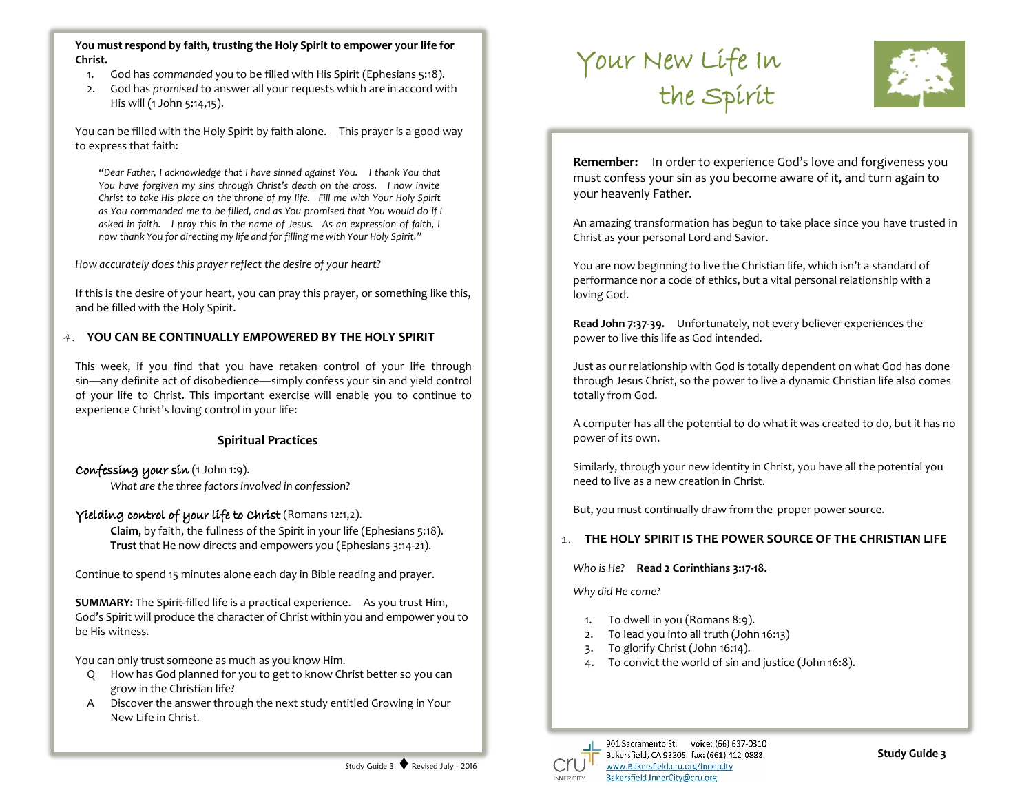**You must respond by faith, trusting the Holy Spirit to empower your life for Christ.**

1. God has *commanded* you to be filled with His Spirit (Ephesians 5:18).
2. God has *promised* to answer all your requests which are in accord with His will (1 John 5:14,15).

You can be filled with the Holy Spirit by faith alone. This prayer is a good way to express that faith:

> *"Dear Father, I acknowledge that I have sinned against You. I thank You that You have forgiven my sins through Christ's death on the cross. I now invite Christ to take His place on the throne of my life. Fill me with Your Holy Spirit as You commanded me to be filled, and as You promised that You would do if I asked in faith. I pray this in the name of Jesus. As an expression of faith, I now thank You for directing my life and for filling me with Your Holy Spirit."*

*How accurately does this prayer reflect the desire of your heart?*

If this is the desire of your heart, you can pray this prayer, or something like this, and be filled with the Holy Spirit.

## 4. YOU CAN BE CONTINUALLY EMPOWERED BY THE HOLY SPIRIT

This week, if you find that you have retaken control of your life through sin—any definite act of disobedience—simply confess your sin and yield control of your life to Christ. This important exercise will enable you to continue to experience Christ's loving control in your life:

### Spiritual Practices

**Confessing your sin** (1 John 1:9).
*What are the three factors involved in confession?*

**Yielding control of your life to Christ** (Romans 12:1,2).
**Claim**, by faith, the fullness of the Spirit in your life (Ephesians 5:18).
**Trust** that He now directs and empowers you (Ephesians 3:14-21).

Continue to spend 15 minutes alone each day in Bible reading and prayer.

**SUMMARY:** The Spirit-filled life is a practical experience. As you trust Him, God's Spirit will produce the character of Christ within you and empower you to be His witness.

You can only trust someone as much as you know Him.

Q How has God planned for you to get to know Christ better so you can grow in the Christian life?

A Discover the answer through the next study entitled Growing in Your New Life in Christ.

# Your New Life In the Spirit

**Remember:** In order to experience God's love and forgiveness you must confess your sin as you become aware of it, and turn again to your heavenly Father.

An amazing transformation has begun to take place since you have trusted in Christ as your personal Lord and Savior.

You are now beginning to live the Christian life, which isn't a standard of performance nor a code of ethics, but a vital personal relationship with a loving God.

**Read John 7:37-39.** Unfortunately, not every believer experiences the power to live this life as God intended.

Just as our relationship with God is totally dependent on what God has done through Jesus Christ, so the power to live a dynamic Christian life also comes totally from God.

A computer has all the potential to do what it was created to do, but it has no power of its own.

Similarly, through your new identity in Christ, you have all the potential you need to live as a new creation in Christ.

But, you must continually draw from the proper power source.

## 1. THE HOLY SPIRIT IS THE POWER SOURCE OF THE CHRISTIAN LIFE

*Who is He?* **Read 2 Corinthians 3:17-18.**

*Why did He come?*

1. To dwell in you (Romans 8:9).
2. To lead you into all truth (John 16:13)
3. To glorify Christ (John 16:14).
4. To convict the world of sin and justice (John 16:8).

cru INNER CITY
901 Sacramento St. voice: (66) 637-0310
Bakersfield, CA 93305 fax: (661) 412-0888
www.Bakersfield.cru.org/innercity
Bakersfield.InnerCity@cru.org

**Study Guide 3**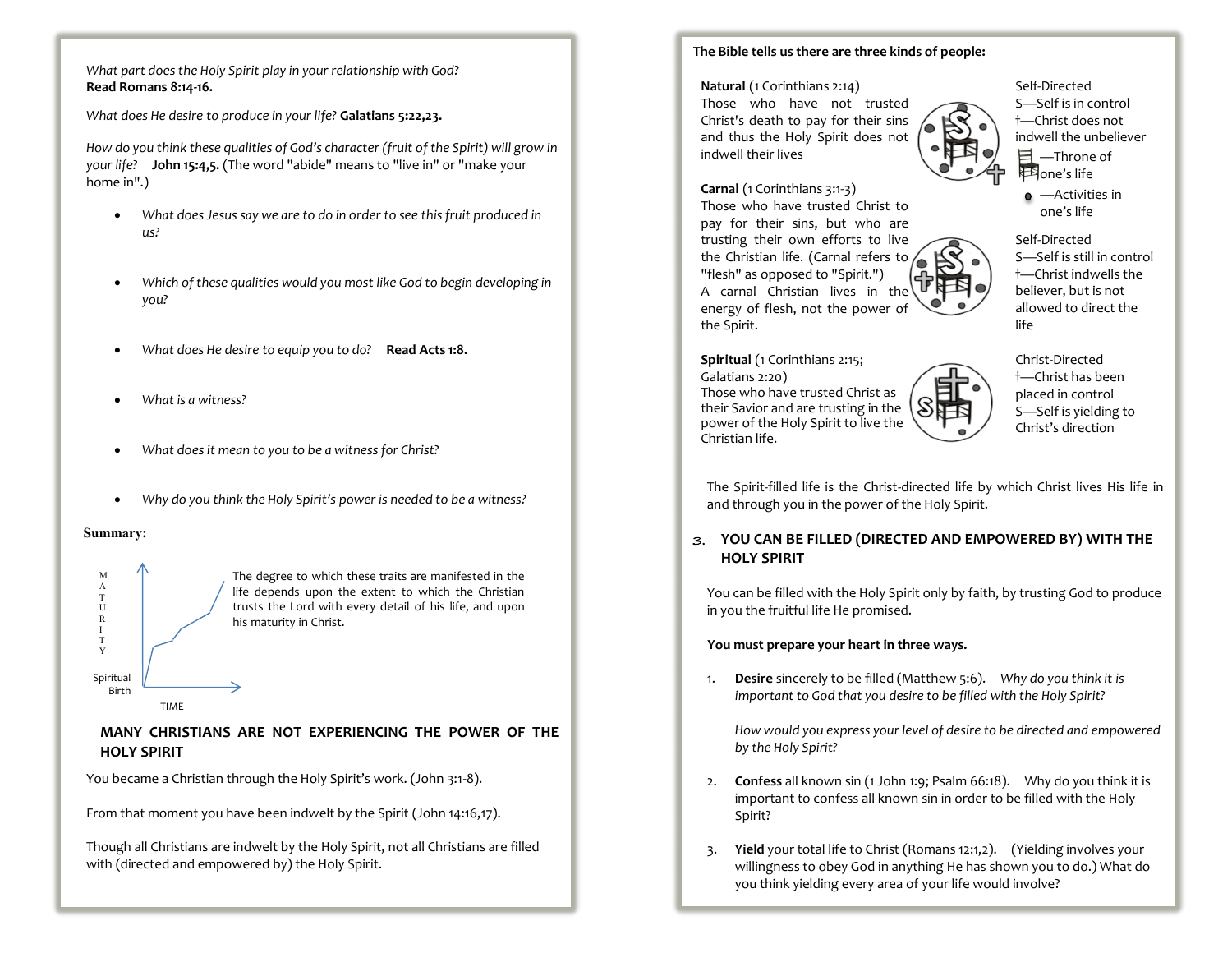*What part does the Holy Spirit play in your relationship with God?* **Read Romans 8:14-16.**

*What does He desire to produce in your life?* **Galatians 5:22,23.**

*How do you think these qualities of God's character (fruit of the Spirit) will grow in your life?* **John 15:4,5.** (The word "abide" means to "live in" or "make your home in".)

- *What does Jesus say we are to do in order to see this fruit produced in us?*
- *Which of these qualities would you most like God to begin developing in you?*
- *What does He desire to equip you to do?* **Read Acts 1:8.**
- *What is a witness?*
- *What does it mean to you to be a witness for Christ?*
- *Why do you think the Holy Spirit's power is needed to be a witness?*

**Summary:**

MATURITY

Spiritual Birth

TIME

The degree to which these traits are manifested in the life depends upon the extent to which the Christian trusts the Lord with every detail of his life, and upon his maturity in Christ.

## MANY CHRISTIANS ARE NOT EXPERIENCING THE POWER OF THE HOLY SPIRIT

You became a Christian through the Holy Spirit's work. (John 3:1-8).

From that moment you have been indwelt by the Spirit (John 14:16,17).

Though all Christians are indwelt by the Holy Spirit, not all Christians are filled with (directed and empowered by) the Holy Spirit.

**The Bible tells us there are three kinds of people:**

**Natural** (1 Corinthians 2:14)
Those who have not trusted Christ's death to pay for their sins and thus the Holy Spirit does not indwell their lives

Self-Directed
S—Self is in control
†—Christ does not indwell the unbeliever
—Throne of one's life
—Activities in one's life

**Carnal** (1 Corinthians 3:1-3)
Those who have trusted Christ to pay for their sins, but who are trusting their own efforts to live the Christian life. (Carnal refers to "flesh" as opposed to "Spirit.") A carnal Christian lives in the energy of flesh, not the power of the Spirit.

Self-Directed
S—Self is still in control
†—Christ indwells the believer, but is not allowed to direct the life

**Spiritual** (1 Corinthians 2:15; Galatians 2:20)
Those who have trusted Christ as their Savior and are trusting in the power of the Holy Spirit to live the Christian life.

Christ-Directed
†—Christ has been placed in control
S—Self is yielding to Christ's direction

The Spirit-filled life is the Christ-directed life by which Christ lives His life in and through you in the power of the Holy Spirit.

## 3. YOU CAN BE FILLED (DIRECTED AND EMPOWERED BY) WITH THE HOLY SPIRIT

You can be filled with the Holy Spirit only by faith, by trusting God to produce in you the fruitful life He promised.

**You must prepare your heart in three ways.**

1. **Desire** sincerely to be filled (Matthew 5:6). *Why do you think it is important to God that you desire to be filled with the Holy Spirit?*

   *How would you express your level of desire to be directed and empowered by the Holy Spirit?*

2. **Confess** all known sin (1 John 1:9; Psalm 66:18). Why do you think it is important to confess all known sin in order to be filled with the Holy Spirit?

3. **Yield** your total life to Christ (Romans 12:1,2). (Yielding involves your willingness to obey God in anything He has shown you to do.) What do you think yielding every area of your life would involve?